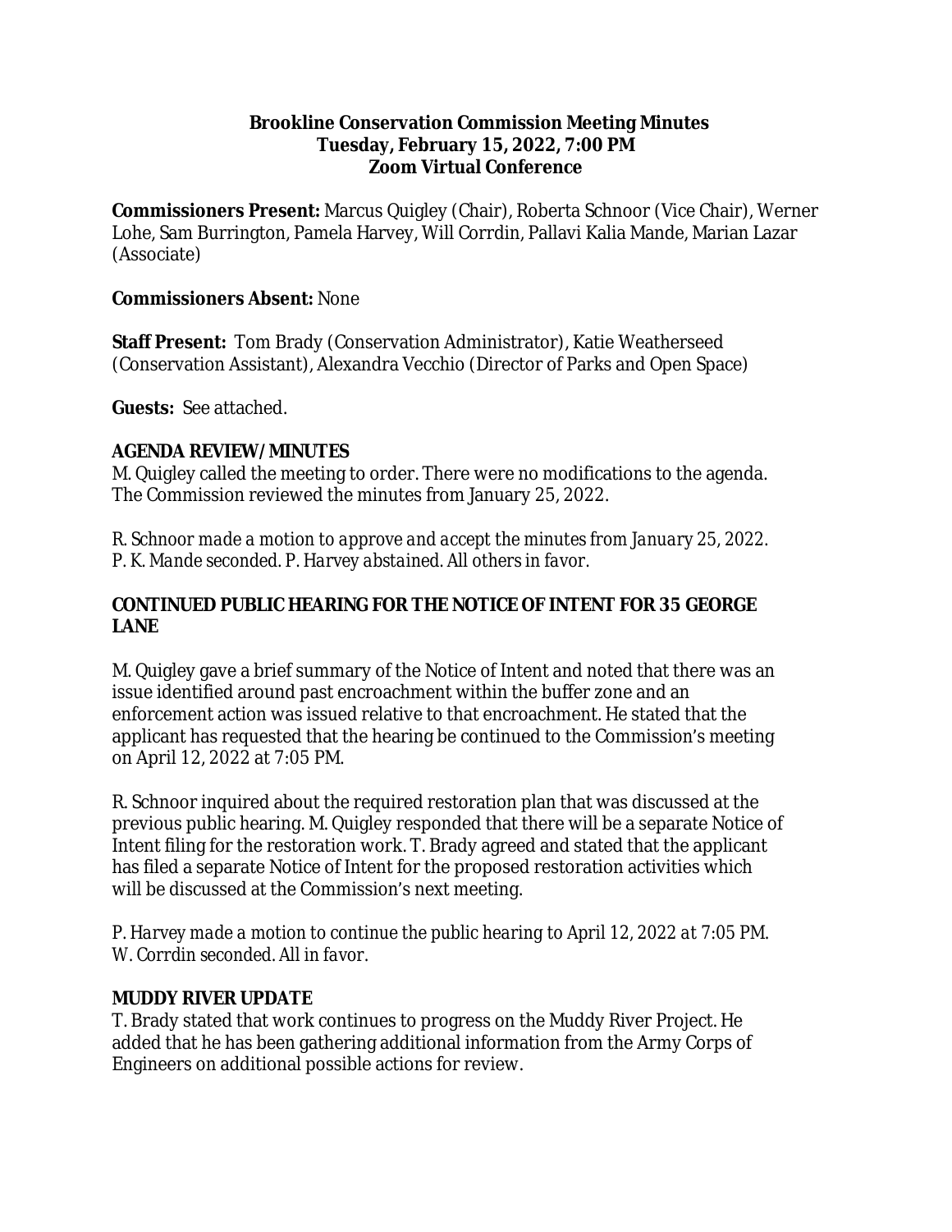# Brookline Conservation Commission Meeting Minutes
## Tuesday, February 15, 2022, 7:00 PM
## Zoom Virtual Conference

**Commissioners Present:** Marcus Quigley (Chair), Roberta Schnoor (Vice Chair), Werner Lohe, Sam Burrington, Pamela Harvey, Will Corrdin, Pallavi Kalia Mande, Marian Lazar (Associate)

**Commissioners Absent:** None

**Staff Present:** Tom Brady (Conservation Administrator), Katie Weatherseed (Conservation Assistant), Alexandra Vecchio (Director of Parks and Open Space)

**Guests:** See attached.

**AGENDA REVIEW/ MINUTES**

M. Quigley called the meeting to order. There were no modifications to the agenda. The Commission reviewed the minutes from January 25, 2022.

*R. Schnoor made a motion to approve and accept the minutes from January 25, 2022. P. K. Mande seconded. P. Harvey abstained. All others in favor.*

**CONTINUED PUBLIC HEARING FOR THE NOTICE OF INTENT FOR 35 GEORGE LANE**

M. Quigley gave a brief summary of the Notice of Intent and noted that there was an issue identified around past encroachment within the buffer zone and an enforcement action was issued relative to that encroachment. He stated that the applicant has requested that the hearing be continued to the Commission's meeting on April 12, 2022 at 7:05 PM.

R. Schnoor inquired about the required restoration plan that was discussed at the previous public hearing. M. Quigley responded that there will be a separate Notice of Intent filing for the restoration work. T. Brady agreed and stated that the applicant has filed a separate Notice of Intent for the proposed restoration activities which will be discussed at the Commission's next meeting.

*P. Harvey made a motion to continue the public hearing to April 12, 2022 at 7:05 PM. W. Corrdin seconded. All in favor.*

**MUDDY RIVER UPDATE**

T. Brady stated that work continues to progress on the Muddy River Project. He added that he has been gathering additional information from the Army Corps of Engineers on additional possible actions for review.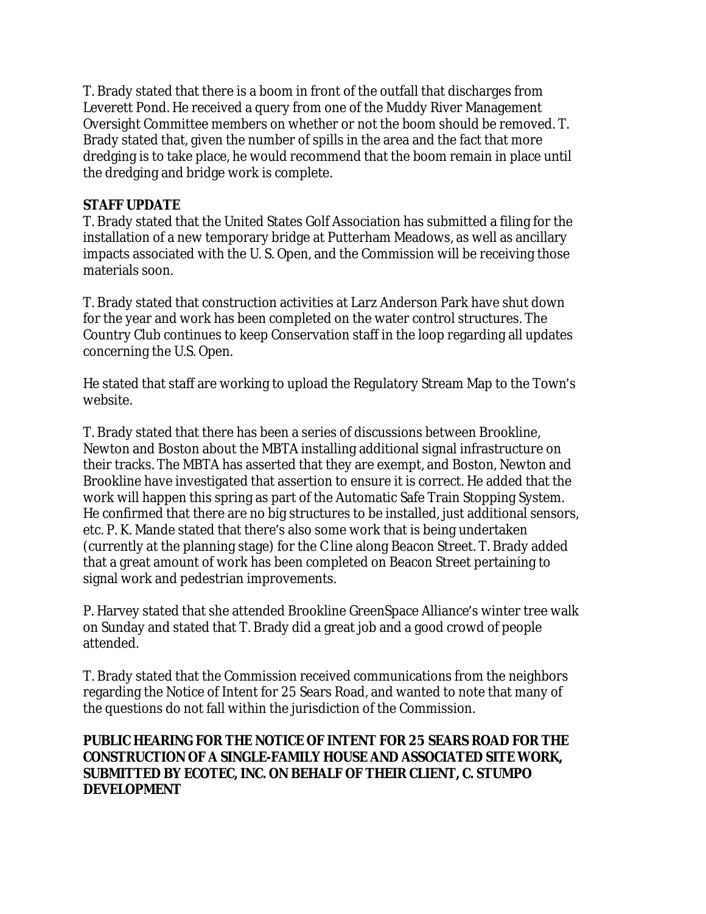T. Brady stated that there is a boom in front of the outfall that discharges from Leverett Pond. He received a query from one of the Muddy River Management Oversight Committee members on whether or not the boom should be removed. T. Brady stated that, given the number of spills in the area and the fact that more dredging is to take place, he would recommend that the boom remain in place until the dredging and bridge work is complete.

**STAFF UPDATE**

T. Brady stated that the United States Golf Association has submitted a filing for the installation of a new temporary bridge at Putterham Meadows, as well as ancillary impacts associated with the U. S. Open, and the Commission will be receiving those materials soon.

T. Brady stated that construction activities at Larz Anderson Park have shut down for the year and work has been completed on the water control structures. The Country Club continues to keep Conservation staff in the loop regarding all updates concerning the U.S. Open.

He stated that staff are working to upload the Regulatory Stream Map to the Town's website.

T. Brady stated that there has been a series of discussions between Brookline, Newton and Boston about the MBTA installing additional signal infrastructure on their tracks. The MBTA has asserted that they are exempt, and Boston, Newton and Brookline have investigated that assertion to ensure it is correct. He added that the work will happen this spring as part of the Automatic Safe Train Stopping System. He confirmed that there are no big structures to be installed, just additional sensors, etc. P. K. Mande stated that there's also some work that is being undertaken (currently at the planning stage) for the C line along Beacon Street. T. Brady added that a great amount of work has been completed on Beacon Street pertaining to signal work and pedestrian improvements.

P. Harvey stated that she attended Brookline GreenSpace Alliance's winter tree walk on Sunday and stated that T. Brady did a great job and a good crowd of people attended.

T. Brady stated that the Commission received communications from the neighbors regarding the Notice of Intent for 25 Sears Road, and wanted to note that many of the questions do not fall within the jurisdiction of the Commission.

**PUBLIC HEARING FOR THE NOTICE OF INTENT FOR 25 SEARS ROAD FOR THE CONSTRUCTION OF A SINGLE-FAMILY HOUSE AND ASSOCIATED SITE WORK, SUBMITTED BY ECOTEC, INC. ON BEHALF OF THEIR CLIENT, C. STUMPO DEVELOPMENT**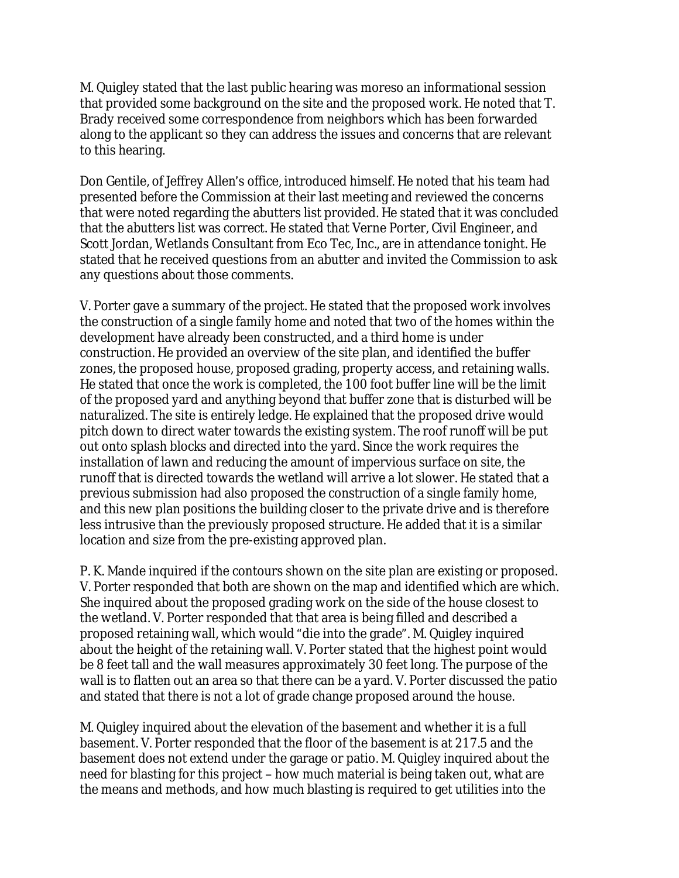M. Quigley stated that the last public hearing was moreso an informational session that provided some background on the site and the proposed work. He noted that T. Brady received some correspondence from neighbors which has been forwarded along to the applicant so they can address the issues and concerns that are relevant to this hearing.

Don Gentile, of Jeffrey Allen's office, introduced himself. He noted that his team had presented before the Commission at their last meeting and reviewed the concerns that were noted regarding the abutters list provided. He stated that it was concluded that the abutters list was correct. He stated that Verne Porter, Civil Engineer, and Scott Jordan, Wetlands Consultant from Eco Tec, Inc., are in attendance tonight. He stated that he received questions from an abutter and invited the Commission to ask any questions about those comments.

V. Porter gave a summary of the project. He stated that the proposed work involves the construction of a single family home and noted that two of the homes within the development have already been constructed, and a third home is under construction. He provided an overview of the site plan, and identified the buffer zones, the proposed house, proposed grading, property access, and retaining walls. He stated that once the work is completed, the 100 foot buffer line will be the limit of the proposed yard and anything beyond that buffer zone that is disturbed will be naturalized. The site is entirely ledge. He explained that the proposed drive would pitch down to direct water towards the existing system. The roof runoff will be put out onto splash blocks and directed into the yard. Since the work requires the installation of lawn and reducing the amount of impervious surface on site, the runoff that is directed towards the wetland will arrive a lot slower. He stated that a previous submission had also proposed the construction of a single family home, and this new plan positions the building closer to the private drive and is therefore less intrusive than the previously proposed structure. He added that it is a similar location and size from the pre-existing approved plan.

P. K. Mande inquired if the contours shown on the site plan are existing or proposed. V. Porter responded that both are shown on the map and identified which are which. She inquired about the proposed grading work on the side of the house closest to the wetland. V. Porter responded that that area is being filled and described a proposed retaining wall, which would "die into the grade". M. Quigley inquired about the height of the retaining wall. V. Porter stated that the highest point would be 8 feet tall and the wall measures approximately 30 feet long. The purpose of the wall is to flatten out an area so that there can be a yard. V. Porter discussed the patio and stated that there is not a lot of grade change proposed around the house.

M. Quigley inquired about the elevation of the basement and whether it is a full basement. V. Porter responded that the floor of the basement is at 217.5 and the basement does not extend under the garage or patio. M. Quigley inquired about the need for blasting for this project – how much material is being taken out, what are the means and methods, and how much blasting is required to get utilities into the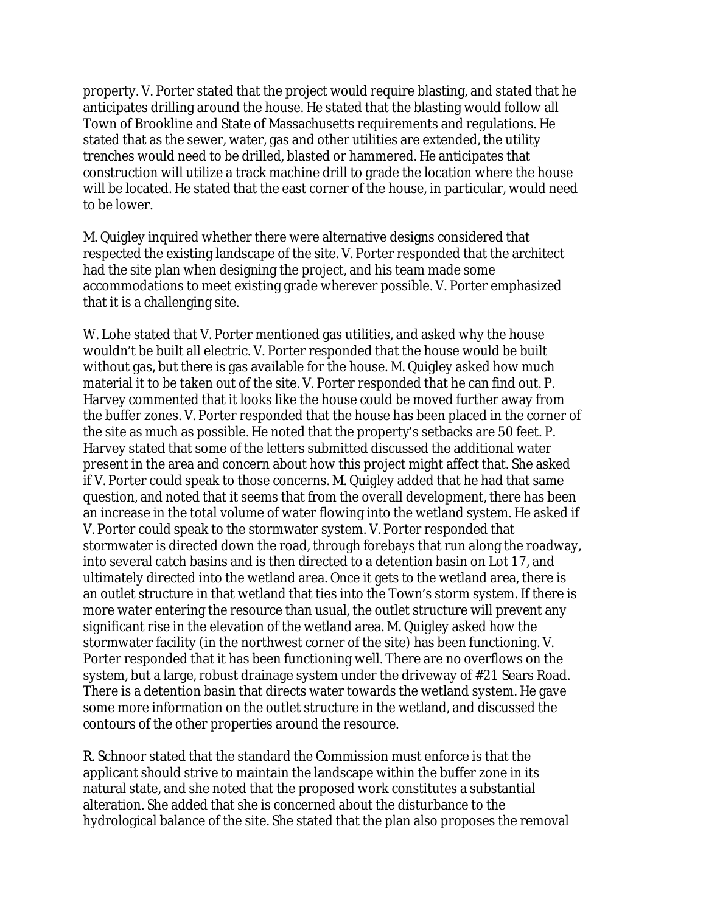property. V. Porter stated that the project would require blasting, and stated that he anticipates drilling around the house. He stated that the blasting would follow all Town of Brookline and State of Massachusetts requirements and regulations. He stated that as the sewer, water, gas and other utilities are extended, the utility trenches would need to be drilled, blasted or hammered. He anticipates that construction will utilize a track machine drill to grade the location where the house will be located. He stated that the east corner of the house, in particular, would need to be lower.

M. Quigley inquired whether there were alternative designs considered that respected the existing landscape of the site. V. Porter responded that the architect had the site plan when designing the project, and his team made some accommodations to meet existing grade wherever possible. V. Porter emphasized that it is a challenging site.

W. Lohe stated that V. Porter mentioned gas utilities, and asked why the house wouldn't be built all electric. V. Porter responded that the house would be built without gas, but there is gas available for the house. M. Quigley asked how much material it to be taken out of the site. V. Porter responded that he can find out. P. Harvey commented that it looks like the house could be moved further away from the buffer zones. V. Porter responded that the house has been placed in the corner of the site as much as possible. He noted that the property's setbacks are 50 feet. P. Harvey stated that some of the letters submitted discussed the additional water present in the area and concern about how this project might affect that. She asked if V. Porter could speak to those concerns. M. Quigley added that he had that same question, and noted that it seems that from the overall development, there has been an increase in the total volume of water flowing into the wetland system. He asked if V. Porter could speak to the stormwater system. V. Porter responded that stormwater is directed down the road, through forebays that run along the roadway, into several catch basins and is then directed to a detention basin on Lot 17, and ultimately directed into the wetland area. Once it gets to the wetland area, there is an outlet structure in that wetland that ties into the Town's storm system. If there is more water entering the resource than usual, the outlet structure will prevent any significant rise in the elevation of the wetland area. M. Quigley asked how the stormwater facility (in the northwest corner of the site) has been functioning. V. Porter responded that it has been functioning well. There are no overflows on the system, but a large, robust drainage system under the driveway of #21 Sears Road. There is a detention basin that directs water towards the wetland system. He gave some more information on the outlet structure in the wetland, and discussed the contours of the other properties around the resource.

R. Schnoor stated that the standard the Commission must enforce is that the applicant should strive to maintain the landscape within the buffer zone in its natural state, and she noted that the proposed work constitutes a substantial alteration. She added that she is concerned about the disturbance to the hydrological balance of the site. She stated that the plan also proposes the removal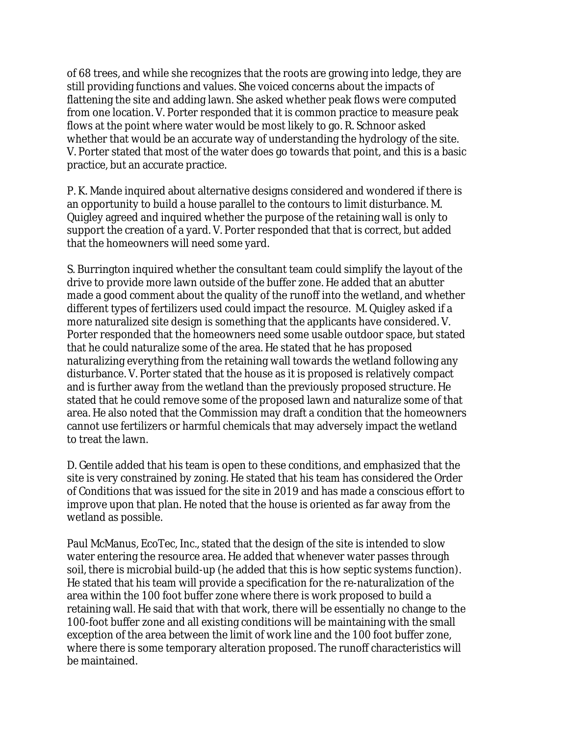of 68 trees, and while she recognizes that the roots are growing into ledge, they are still providing functions and values. She voiced concerns about the impacts of flattening the site and adding lawn. She asked whether peak flows were computed from one location. V. Porter responded that it is common practice to measure peak flows at the point where water would be most likely to go. R. Schnoor asked whether that would be an accurate way of understanding the hydrology of the site. V. Porter stated that most of the water does go towards that point, and this is a basic practice, but an accurate practice.

P. K. Mande inquired about alternative designs considered and wondered if there is an opportunity to build a house parallel to the contours to limit disturbance. M. Quigley agreed and inquired whether the purpose of the retaining wall is only to support the creation of a yard. V. Porter responded that that is correct, but added that the homeowners will need some yard.

S. Burrington inquired whether the consultant team could simplify the layout of the drive to provide more lawn outside of the buffer zone. He added that an abutter made a good comment about the quality of the runoff into the wetland, and whether different types of fertilizers used could impact the resource. M. Quigley asked if a more naturalized site design is something that the applicants have considered. V. Porter responded that the homeowners need some usable outdoor space, but stated that he could naturalize some of the area. He stated that he has proposed naturalizing everything from the retaining wall towards the wetland following any disturbance. V. Porter stated that the house as it is proposed is relatively compact and is further away from the wetland than the previously proposed structure. He stated that he could remove some of the proposed lawn and naturalize some of that area. He also noted that the Commission may draft a condition that the homeowners cannot use fertilizers or harmful chemicals that may adversely impact the wetland to treat the lawn.

D. Gentile added that his team is open to these conditions, and emphasized that the site is very constrained by zoning. He stated that his team has considered the Order of Conditions that was issued for the site in 2019 and has made a conscious effort to improve upon that plan. He noted that the house is oriented as far away from the wetland as possible.

Paul McManus, EcoTec, Inc., stated that the design of the site is intended to slow water entering the resource area. He added that whenever water passes through soil, there is microbial build-up (he added that this is how septic systems function). He stated that his team will provide a specification for the re-naturalization of the area within the 100 foot buffer zone where there is work proposed to build a retaining wall. He said that with that work, there will be essentially no change to the 100-foot buffer zone and all existing conditions will be maintaining with the small exception of the area between the limit of work line and the 100 foot buffer zone, where there is some temporary alteration proposed. The runoff characteristics will be maintained.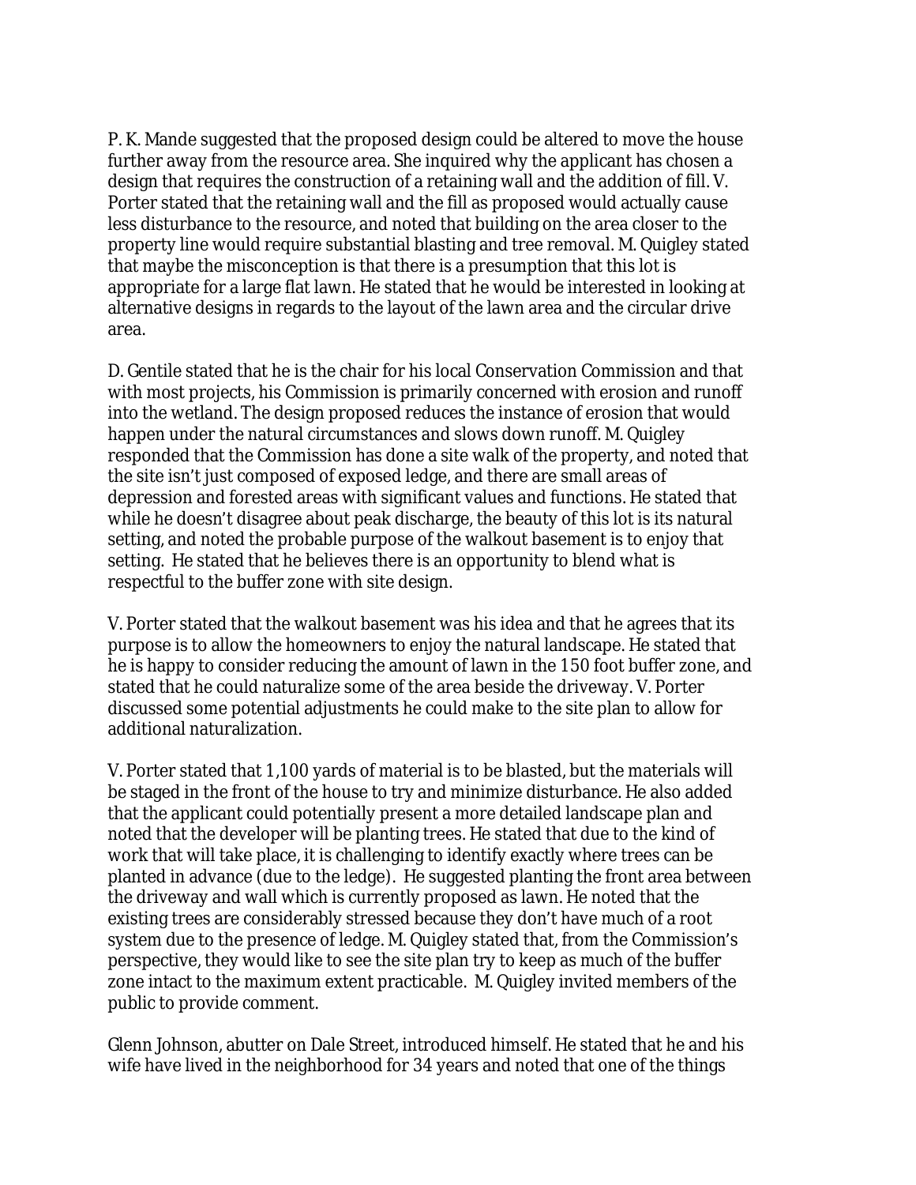P. K. Mande suggested that the proposed design could be altered to move the house further away from the resource area. She inquired why the applicant has chosen a design that requires the construction of a retaining wall and the addition of fill. V. Porter stated that the retaining wall and the fill as proposed would actually cause less disturbance to the resource, and noted that building on the area closer to the property line would require substantial blasting and tree removal. M. Quigley stated that maybe the misconception is that there is a presumption that this lot is appropriate for a large flat lawn. He stated that he would be interested in looking at alternative designs in regards to the layout of the lawn area and the circular drive area.

D. Gentile stated that he is the chair for his local Conservation Commission and that with most projects, his Commission is primarily concerned with erosion and runoff into the wetland. The design proposed reduces the instance of erosion that would happen under the natural circumstances and slows down runoff. M. Quigley responded that the Commission has done a site walk of the property, and noted that the site isn't just composed of exposed ledge, and there are small areas of depression and forested areas with significant values and functions. He stated that while he doesn't disagree about peak discharge, the beauty of this lot is its natural setting, and noted the probable purpose of the walkout basement is to enjoy that setting. He stated that he believes there is an opportunity to blend what is respectful to the buffer zone with site design.

V. Porter stated that the walkout basement was his idea and that he agrees that its purpose is to allow the homeowners to enjoy the natural landscape. He stated that he is happy to consider reducing the amount of lawn in the 150 foot buffer zone, and stated that he could naturalize some of the area beside the driveway. V. Porter discussed some potential adjustments he could make to the site plan to allow for additional naturalization.

V. Porter stated that 1,100 yards of material is to be blasted, but the materials will be staged in the front of the house to try and minimize disturbance. He also added that the applicant could potentially present a more detailed landscape plan and noted that the developer will be planting trees. He stated that due to the kind of work that will take place, it is challenging to identify exactly where trees can be planted in advance (due to the ledge). He suggested planting the front area between the driveway and wall which is currently proposed as lawn. He noted that the existing trees are considerably stressed because they don't have much of a root system due to the presence of ledge. M. Quigley stated that, from the Commission's perspective, they would like to see the site plan try to keep as much of the buffer zone intact to the maximum extent practicable. M. Quigley invited members of the public to provide comment.

Glenn Johnson, abutter on Dale Street, introduced himself. He stated that he and his wife have lived in the neighborhood for 34 years and noted that one of the things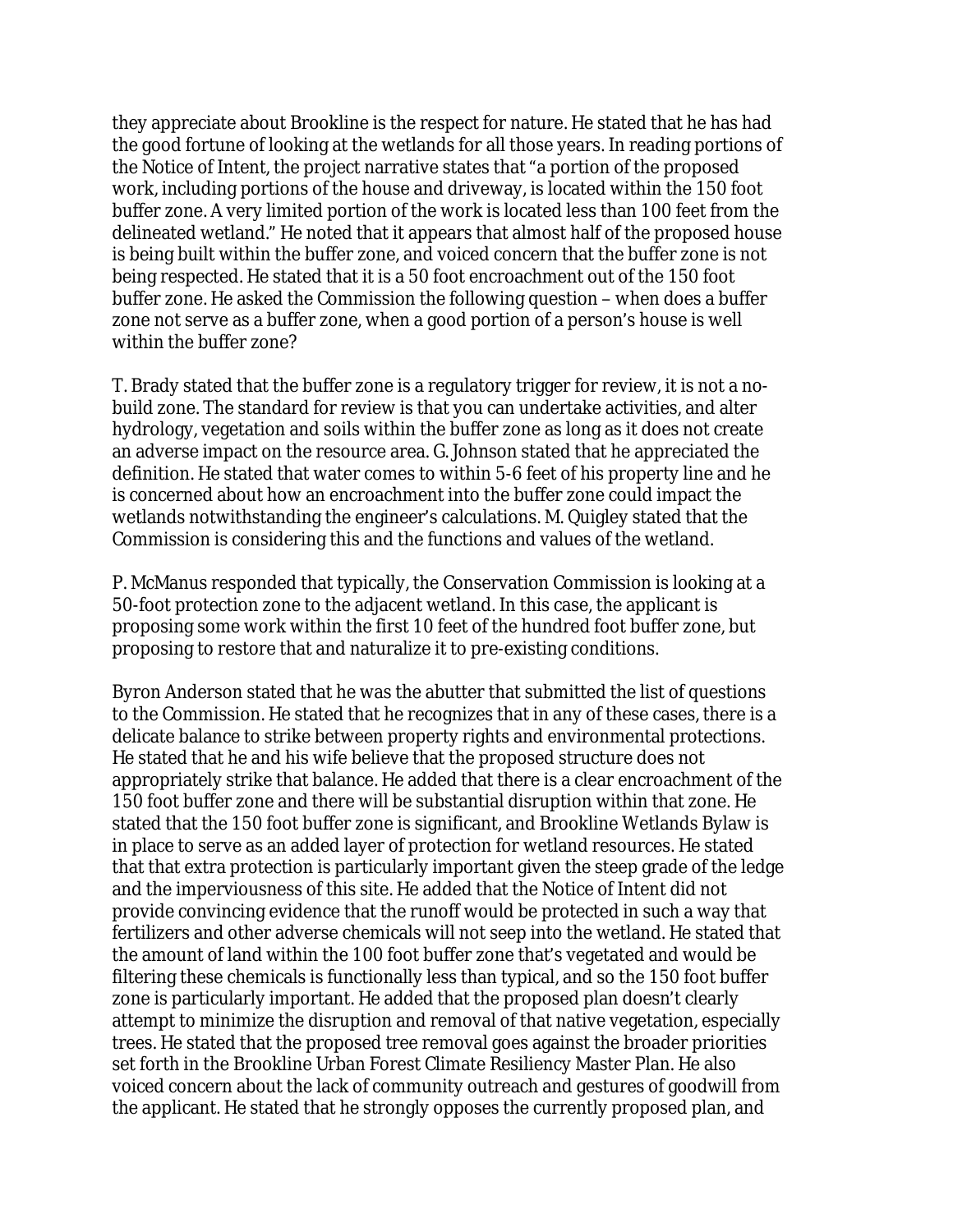they appreciate about Brookline is the respect for nature. He stated that he has had the good fortune of looking at the wetlands for all those years. In reading portions of the Notice of Intent, the project narrative states that "a portion of the proposed work, including portions of the house and driveway, is located within the 150 foot buffer zone. A very limited portion of the work is located less than 100 feet from the delineated wetland." He noted that it appears that almost half of the proposed house is being built within the buffer zone, and voiced concern that the buffer zone is not being respected. He stated that it is a 50 foot encroachment out of the 150 foot buffer zone. He asked the Commission the following question – when does a buffer zone not serve as a buffer zone, when a good portion of a person's house is well within the buffer zone?

T. Brady stated that the buffer zone is a regulatory trigger for review, it is not a no-build zone. The standard for review is that you can undertake activities, and alter hydrology, vegetation and soils within the buffer zone as long as it does not create an adverse impact on the resource area. G. Johnson stated that he appreciated the definition. He stated that water comes to within 5-6 feet of his property line and he is concerned about how an encroachment into the buffer zone could impact the wetlands notwithstanding the engineer's calculations. M. Quigley stated that the Commission is considering this and the functions and values of the wetland.

P. McManus responded that typically, the Conservation Commission is looking at a 50-foot protection zone to the adjacent wetland. In this case, the applicant is proposing some work within the first 10 feet of the hundred foot buffer zone, but proposing to restore that and naturalize it to pre-existing conditions.

Byron Anderson stated that he was the abutter that submitted the list of questions to the Commission. He stated that he recognizes that in any of these cases, there is a delicate balance to strike between property rights and environmental protections. He stated that he and his wife believe that the proposed structure does not appropriately strike that balance. He added that there is a clear encroachment of the 150 foot buffer zone and there will be substantial disruption within that zone. He stated that the 150 foot buffer zone is significant, and Brookline Wetlands Bylaw is in place to serve as an added layer of protection for wetland resources. He stated that that extra protection is particularly important given the steep grade of the ledge and the imperviousness of this site. He added that the Notice of Intent did not provide convincing evidence that the runoff would be protected in such a way that fertilizers and other adverse chemicals will not seep into the wetland. He stated that the amount of land within the 100 foot buffer zone that's vegetated and would be filtering these chemicals is functionally less than typical, and so the 150 foot buffer zone is particularly important. He added that the proposed plan doesn't clearly attempt to minimize the disruption and removal of that native vegetation, especially trees. He stated that the proposed tree removal goes against the broader priorities set forth in the Brookline Urban Forest Climate Resiliency Master Plan. He also voiced concern about the lack of community outreach and gestures of goodwill from the applicant. He stated that he strongly opposes the currently proposed plan, and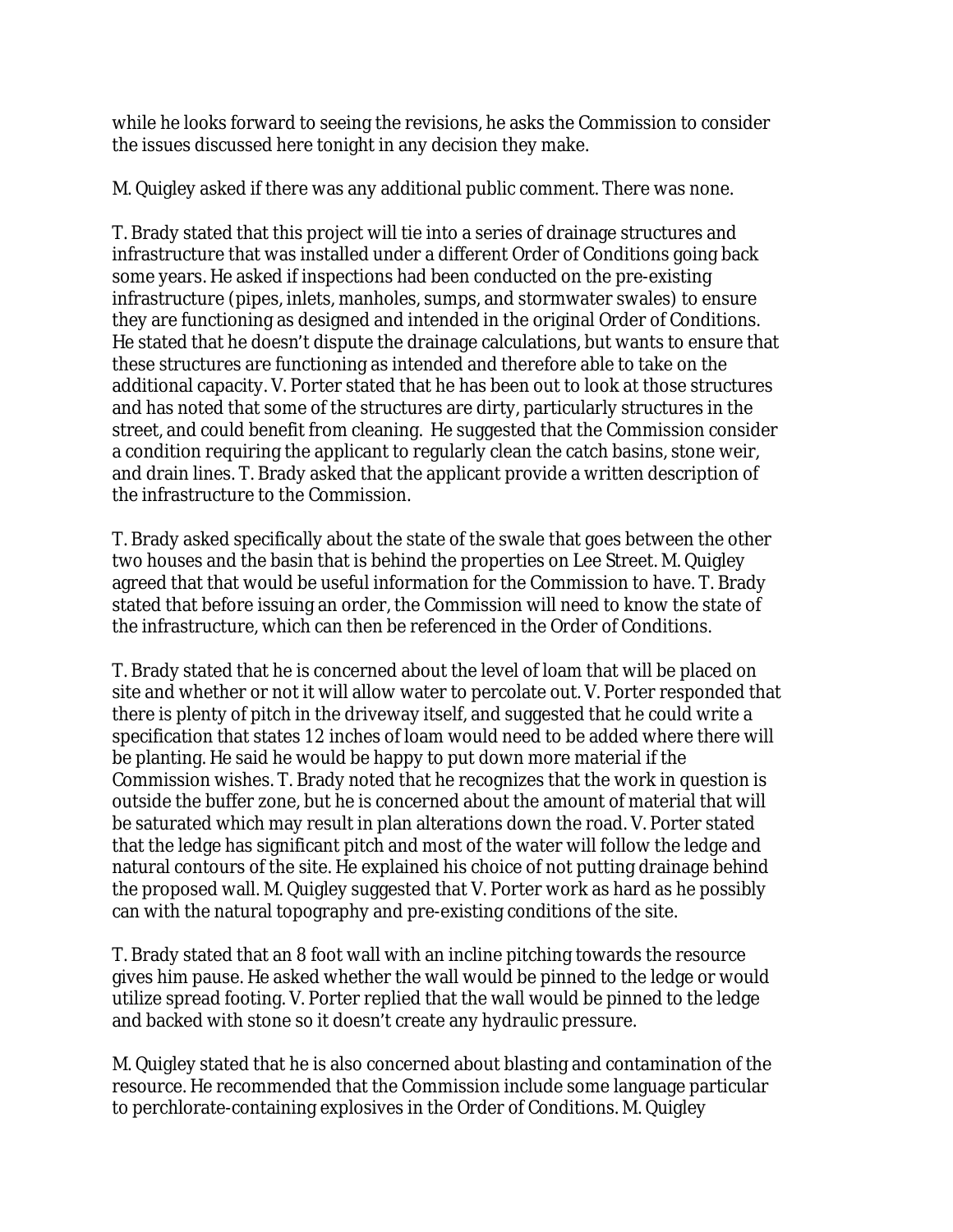while he looks forward to seeing the revisions, he asks the Commission to consider the issues discussed here tonight in any decision they make.

M. Quigley asked if there was any additional public comment. There was none.

T. Brady stated that this project will tie into a series of drainage structures and infrastructure that was installed under a different Order of Conditions going back some years. He asked if inspections had been conducted on the pre-existing infrastructure (pipes, inlets, manholes, sumps, and stormwater swales) to ensure they are functioning as designed and intended in the original Order of Conditions. He stated that he doesn't dispute the drainage calculations, but wants to ensure that these structures are functioning as intended and therefore able to take on the additional capacity. V. Porter stated that he has been out to look at those structures and has noted that some of the structures are dirty, particularly structures in the street, and could benefit from cleaning. He suggested that the Commission consider a condition requiring the applicant to regularly clean the catch basins, stone weir, and drain lines. T. Brady asked that the applicant provide a written description of the infrastructure to the Commission.

T. Brady asked specifically about the state of the swale that goes between the other two houses and the basin that is behind the properties on Lee Street. M. Quigley agreed that that would be useful information for the Commission to have. T. Brady stated that before issuing an order, the Commission will need to know the state of the infrastructure, which can then be referenced in the Order of Conditions.

T. Brady stated that he is concerned about the level of loam that will be placed on site and whether or not it will allow water to percolate out. V. Porter responded that there is plenty of pitch in the driveway itself, and suggested that he could write a specification that states 12 inches of loam would need to be added where there will be planting. He said he would be happy to put down more material if the Commission wishes. T. Brady noted that he recognizes that the work in question is outside the buffer zone, but he is concerned about the amount of material that will be saturated which may result in plan alterations down the road. V. Porter stated that the ledge has significant pitch and most of the water will follow the ledge and natural contours of the site. He explained his choice of not putting drainage behind the proposed wall. M. Quigley suggested that V. Porter work as hard as he possibly can with the natural topography and pre-existing conditions of the site.

T. Brady stated that an 8 foot wall with an incline pitching towards the resource gives him pause. He asked whether the wall would be pinned to the ledge or would utilize spread footing. V. Porter replied that the wall would be pinned to the ledge and backed with stone so it doesn't create any hydraulic pressure.

M. Quigley stated that he is also concerned about blasting and contamination of the resource. He recommended that the Commission include some language particular to perchlorate-containing explosives in the Order of Conditions. M. Quigley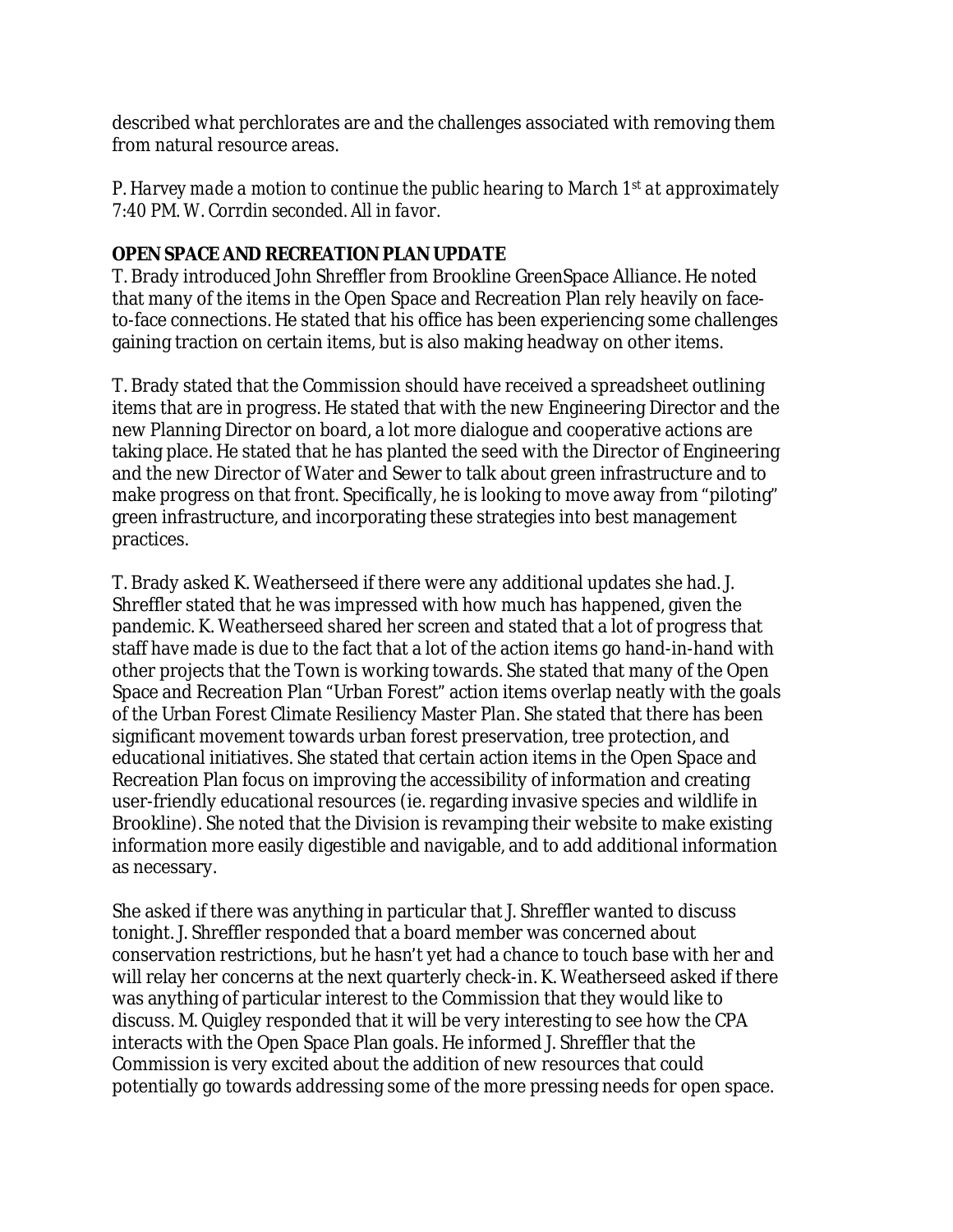described what perchlorates are and the challenges associated with removing them from natural resource areas.

*P. Harvey made a motion to continue the public hearing to March 1st at approximately 7:40 PM. W. Corrdin seconded. All in favor.*

**OPEN SPACE AND RECREATION PLAN UPDATE**

T. Brady introduced John Shreffler from Brookline GreenSpace Alliance. He noted that many of the items in the Open Space and Recreation Plan rely heavily on face-to-face connections. He stated that his office has been experiencing some challenges gaining traction on certain items, but is also making headway on other items.

T. Brady stated that the Commission should have received a spreadsheet outlining items that are in progress. He stated that with the new Engineering Director and the new Planning Director on board, a lot more dialogue and cooperative actions are taking place. He stated that he has planted the seed with the Director of Engineering and the new Director of Water and Sewer to talk about green infrastructure and to make progress on that front. Specifically, he is looking to move away from "piloting" green infrastructure, and incorporating these strategies into best management practices.

T. Brady asked K. Weatherseed if there were any additional updates she had. J. Shreffler stated that he was impressed with how much has happened, given the pandemic. K. Weatherseed shared her screen and stated that a lot of progress that staff have made is due to the fact that a lot of the action items go hand-in-hand with other projects that the Town is working towards. She stated that many of the Open Space and Recreation Plan "Urban Forest" action items overlap neatly with the goals of the Urban Forest Climate Resiliency Master Plan. She stated that there has been significant movement towards urban forest preservation, tree protection, and educational initiatives. She stated that certain action items in the Open Space and Recreation Plan focus on improving the accessibility of information and creating user-friendly educational resources (ie. regarding invasive species and wildlife in Brookline). She noted that the Division is revamping their website to make existing information more easily digestible and navigable, and to add additional information as necessary.

She asked if there was anything in particular that J. Shreffler wanted to discuss tonight. J. Shreffler responded that a board member was concerned about conservation restrictions, but he hasn't yet had a chance to touch base with her and will relay her concerns at the next quarterly check-in. K. Weatherseed asked if there was anything of particular interest to the Commission that they would like to discuss. M. Quigley responded that it will be very interesting to see how the CPA interacts with the Open Space Plan goals. He informed J. Shreffler that the Commission is very excited about the addition of new resources that could potentially go towards addressing some of the more pressing needs for open space.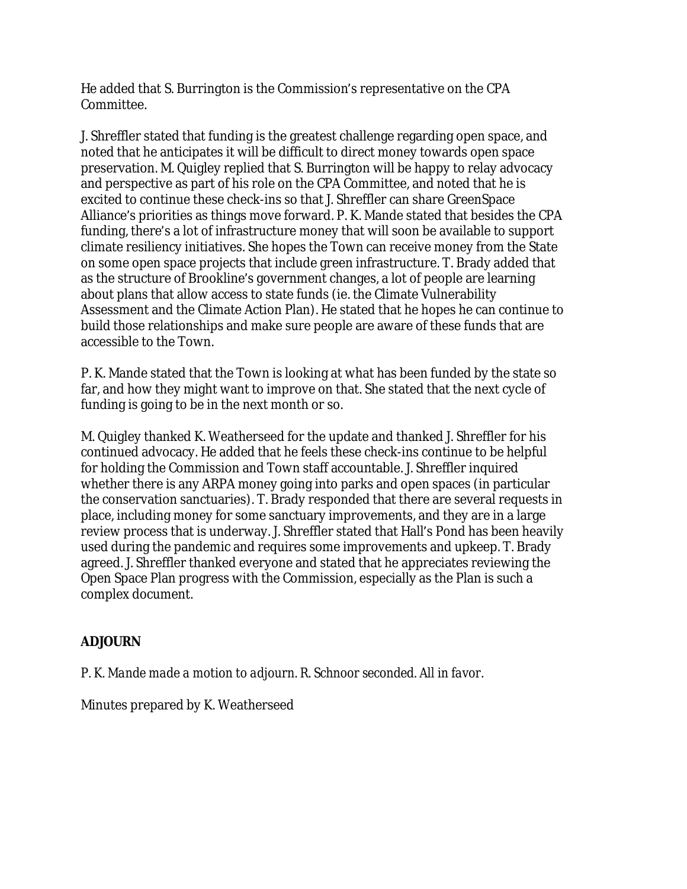He added that S. Burrington is the Commission's representative on the CPA Committee.

J. Shreffler stated that funding is the greatest challenge regarding open space, and noted that he anticipates it will be difficult to direct money towards open space preservation. M. Quigley replied that S. Burrington will be happy to relay advocacy and perspective as part of his role on the CPA Committee, and noted that he is excited to continue these check-ins so that J. Shreffler can share GreenSpace Alliance's priorities as things move forward. P. K. Mande stated that besides the CPA funding, there's a lot of infrastructure money that will soon be available to support climate resiliency initiatives. She hopes the Town can receive money from the State on some open space projects that include green infrastructure. T. Brady added that as the structure of Brookline's government changes, a lot of people are learning about plans that allow access to state funds (ie. the Climate Vulnerability Assessment and the Climate Action Plan). He stated that he hopes he can continue to build those relationships and make sure people are aware of these funds that are accessible to the Town.

P. K. Mande stated that the Town is looking at what has been funded by the state so far, and how they might want to improve on that. She stated that the next cycle of funding is going to be in the next month or so.

M. Quigley thanked K. Weatherseed for the update and thanked J. Shreffler for his continued advocacy. He added that he feels these check-ins continue to be helpful for holding the Commission and Town staff accountable. J. Shreffler inquired whether there is any ARPA money going into parks and open spaces (in particular the conservation sanctuaries). T. Brady responded that there are several requests in place, including money for some sanctuary improvements, and they are in a large review process that is underway. J. Shreffler stated that Hall's Pond has been heavily used during the pandemic and requires some improvements and upkeep. T. Brady agreed. J. Shreffler thanked everyone and stated that he appreciates reviewing the Open Space Plan progress with the Commission, especially as the Plan is such a complex document.

**ADJOURN**

*P. K. Mande made a motion to adjourn. R. Schnoor seconded. All in favor.*

Minutes prepared by K. Weatherseed